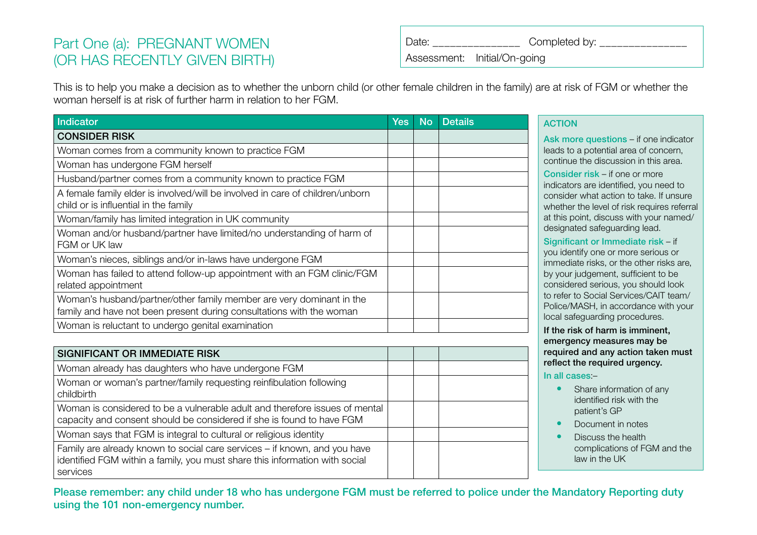# Part One (a): PREGNANT WOMEN (OR HAS RECENTLY GIVEN BIRTH)

Date: _______________ Completed by: _______________

Assessment: Initial/On-going

This is to help you make a decision as to whether the unborn child (or other female children in the family) are at risk of FGM or whether the woman herself is at risk of further harm in relation to her FGM.

| Indicator | Yes | No | Details |
|---|---|---|---|
| **CONSIDER RISK** | | | |
| Woman comes from a community known to practice FGM | | | |
| Woman has undergone FGM herself | | | |
| Husband/partner comes from a community known to practice FGM | | | |
| A female family elder is involved/will be involved in care of children/unborn child or is influential in the family | | | |
| Woman/family has limited integration in UK community | | | |
| Woman and/or husband/partner have limited/no understanding of harm of FGM or UK law | | | |
| Woman's nieces, siblings and/or in-laws have undergone FGM | | | |
| Woman has failed to attend follow-up appointment with an FGM clinic/FGM related appointment | | | |
| Woman's husband/partner/other family member are very dominant in the family and have not been present during consultations with the woman | | | |
| Woman is reluctant to undergo genital examination | | | |
| **SIGNIFICANT OR IMMEDIATE RISK** | | | |
| Woman already has daughters who have undergone FGM | | | |
| Woman or woman's partner/family requesting reinfibulation following childbirth | | | |
| Woman is considered to be a vulnerable adult and therefore issues of mental capacity and consent should be considered if she is found to have FGM | | | |
| Woman says that FGM is integral to cultural or religious identity | | | |
| Family are already known to social care services – if known, and you have identified FGM within a family, you must share this information with social services | | | |

## ACTION

**Ask more questions** – if one indicator leads to a potential area of concern, continue the discussion in this area.

**Consider risk** – if one or more indicators are identified, you need to consider what action to take. If unsure whether the level of risk requires referral at this point, discuss with your named/designated safeguarding lead.

**Significant or Immediate risk** – if you identify one or more serious or immediate risks, or the other risks are, by your judgement, sufficient to be considered serious, you should look to refer to Social Services/CAIT team/Police/MASH, in accordance with your local safeguarding procedures.

**If the risk of harm is imminent, emergency measures may be required and any action taken must reflect the required urgency.**

**In all cases**:–

- Share information of any identified risk with the patient's GP
- Document in notes
- Discuss the health complications of FGM and the law in the UK

**Please remember: any child under 18 who has undergone FGM must be referred to police under the Mandatory Reporting duty using the 101 non-emergency number.**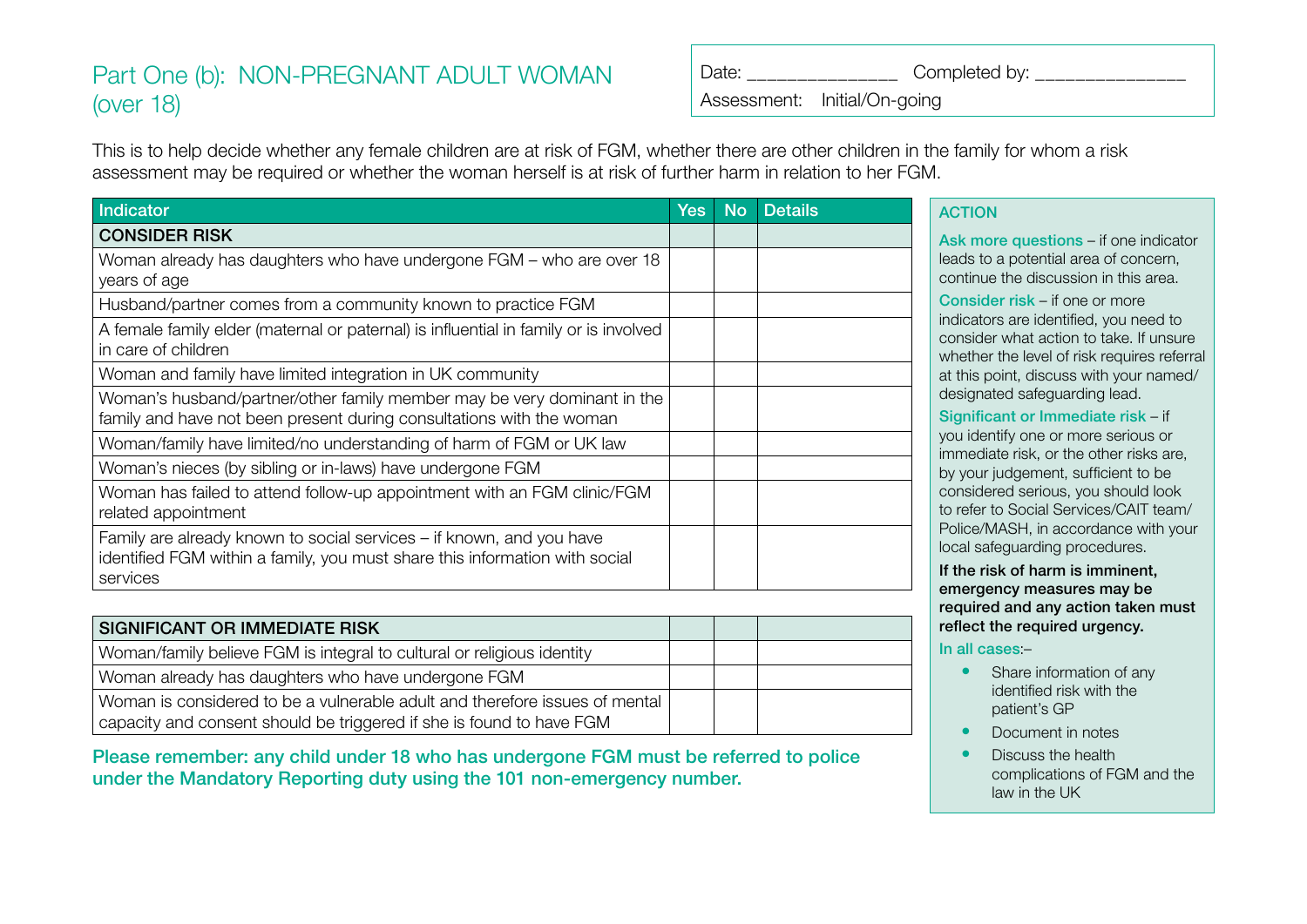## Part One (b): NON-PREGNANT ADULT WOMAN (over 18)

Date: _______________ Completed by: _______________

Assessment: Initial/On-going

This is to help decide whether any female children are at risk of FGM, whether there are other children in the family for whom a risk assessment may be required or whether the woman herself is at risk of further harm in relation to her FGM.

| Indicator | Yes | No | Details |
|---|---|---|---|
| **CONSIDER RISK** | | | |
| Woman already has daughters who have undergone FGM – who are over 18 years of age | | | |
| Husband/partner comes from a community known to practice FGM | | | |
| A female family elder (maternal or paternal) is influential in family or is involved in care of children | | | |
| Woman and family have limited integration in UK community | | | |
| Woman's husband/partner/other family member may be very dominant in the family and have not been present during consultations with the woman | | | |
| Woman/family have limited/no understanding of harm of FGM or UK law | | | |
| Woman's nieces (by sibling or in-laws) have undergone FGM | | | |
| Woman has failed to attend follow-up appointment with an FGM clinic/FGM related appointment | | | |
| Family are already known to social services – if known, and you have identified FGM within a family, you must share this information with social services | | | |

| **SIGNIFICANT OR IMMEDIATE RISK** | | | |
|---|---|---|---|
| Woman/family believe FGM is integral to cultural or religious identity | | | |
| Woman already has daughters who have undergone FGM | | | |
| Woman is considered to be a vulnerable adult and therefore issues of mental capacity and consent should be triggered if she is found to have FGM | | | |

**Please remember: any child under 18 who has undergone FGM must be referred to police under the Mandatory Reporting duty using the 101 non-emergency number.**

### ACTION

**Ask more questions** – if one indicator leads to a potential area of concern, continue the discussion in this area.

**Consider risk** – if one or more indicators are identified, you need to consider what action to take. If unsure whether the level of risk requires referral at this point, discuss with your named/designated safeguarding lead.

**Significant or Immediate risk** – if you identify one or more serious or immediate risk, or the other risks are, by your judgement, sufficient to be considered serious, you should look to refer to Social Services/CAIT team/Police/MASH, in accordance with your local safeguarding procedures.

**If the risk of harm is imminent, emergency measures may be required and any action taken must reflect the required urgency.**

**In all cases**:–

- Share information of any identified risk with the patient's GP
- Document in notes
- Discuss the health complications of FGM and the law in the UK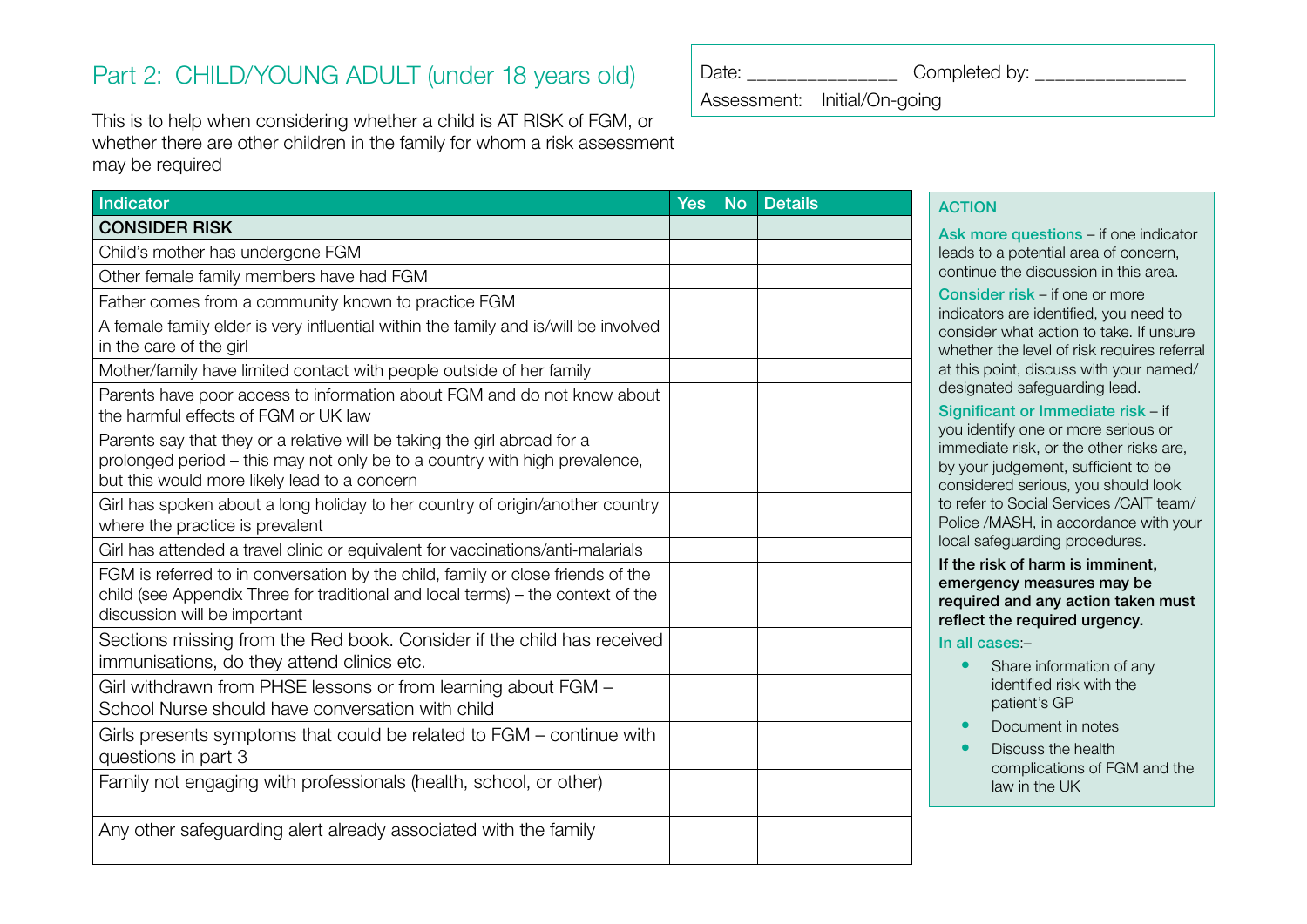## Part 2: CHILD/YOUNG ADULT (under 18 years old)

Date: _______________ Completed by: _______________

Assessment: Initial/On-going

This is to help when considering whether a child is AT RISK of FGM, or whether there are other children in the family for whom a risk assessment may be required

| Indicator | Yes | No | Details |
|---|---|---|---|
| **CONSIDER RISK** | | | |
| Child's mother has undergone FGM | | | |
| Other female family members have had FGM | | | |
| Father comes from a community known to practice FGM | | | |
| A female family elder is very influential within the family and is/will be involved in the care of the girl | | | |
| Mother/family have limited contact with people outside of her family | | | |
| Parents have poor access to information about FGM and do not know about the harmful effects of FGM or UK law | | | |
| Parents say that they or a relative will be taking the girl abroad for a prolonged period – this may not only be to a country with high prevalence, but this would more likely lead to a concern | | | |
| Girl has spoken about a long holiday to her country of origin/another country where the practice is prevalent | | | |
| Girl has attended a travel clinic or equivalent for vaccinations/anti-malarials | | | |
| FGM is referred to in conversation by the child, family or close friends of the child (see Appendix Three for traditional and local terms) – the context of the discussion will be important | | | |
| Sections missing from the Red book. Consider if the child has received immunisations, do they attend clinics etc. | | | |
| Girl withdrawn from PHSE lessons or from learning about FGM – School Nurse should have conversation with child | | | |
| Girls presents symptoms that could be related to FGM – continue with questions in part 3 | | | |
| Family not engaging with professionals (health, school, or other) | | | |
| Any other safeguarding alert already associated with the family | | | |

### ACTION

**Ask more questions** – if one indicator leads to a potential area of concern, continue the discussion in this area.

**Consider risk** – if one or more indicators are identified, you need to consider what action to take. If unsure whether the level of risk requires referral at this point, discuss with your named/designated safeguarding lead.

**Significant or Immediate risk** – if you identify one or more serious or immediate risk, or the other risks are, by your judgement, sufficient to be considered serious, you should look to refer to Social Services /CAIT team/ Police /MASH, in accordance with your local safeguarding procedures.

**If the risk of harm is imminent, emergency measures may be required and any action taken must reflect the required urgency.**

**In all cases**:–

- Share information of any identified risk with the patient's GP
- Document in notes
- Discuss the health complications of FGM and the law in the UK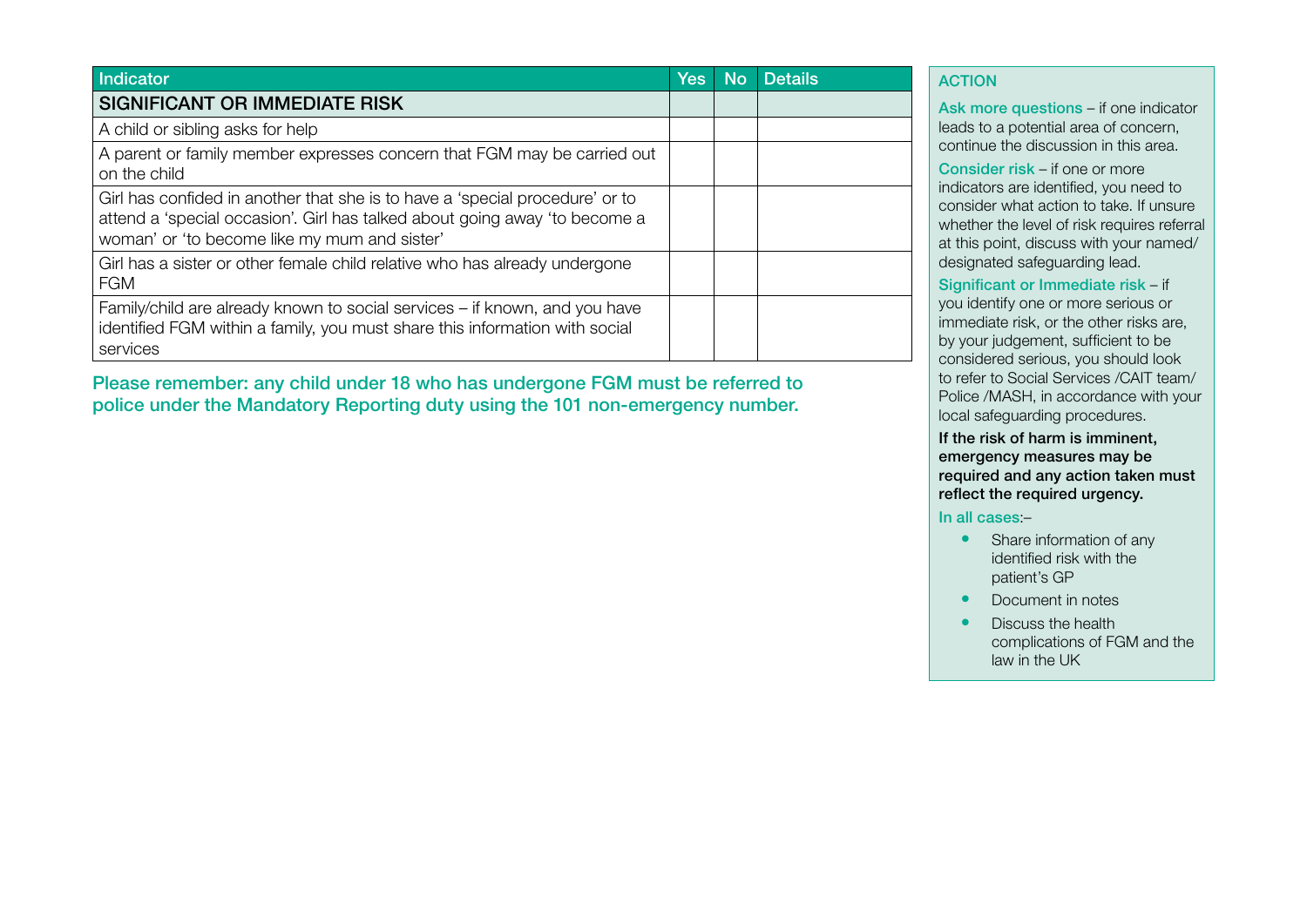| Indicator | Yes | No | Details |
|---|---|---|---|
| **SIGNIFICANT OR IMMEDIATE RISK** | | | |
| A child or sibling asks for help | | | |
| A parent or family member expresses concern that FGM may be carried out on the child | | | |
| Girl has confided in another that she is to have a 'special procedure' or to attend a 'special occasion'. Girl has talked about going away 'to become a woman' or 'to become like my mum and sister' | | | |
| Girl has a sister or other female child relative who has already undergone FGM | | | |
| Family/child are already known to social services – if known, and you have identified FGM within a family, you must share this information with social services | | | |

**Please remember: any child under 18 who has undergone FGM must be referred to police under the Mandatory Reporting duty using the 101 non-emergency number.**

## ACTION

**Ask more questions** – if one indicator leads to a potential area of concern, continue the discussion in this area.

**Consider risk** – if one or more indicators are identified, you need to consider what action to take. If unsure whether the level of risk requires referral at this point, discuss with your named/designated safeguarding lead.

**Significant or Immediate risk** – if you identify one or more serious or immediate risk, or the other risks are, by your judgement, sufficient to be considered serious, you should look to refer to Social Services /CAIT team/ Police /MASH, in accordance with your local safeguarding procedures.

**If the risk of harm is imminent, emergency measures may be required and any action taken must reflect the required urgency.**

**In all cases**:–

- Share information of any identified risk with the patient's GP
- Document in notes
- Discuss the health complications of FGM and the law in the UK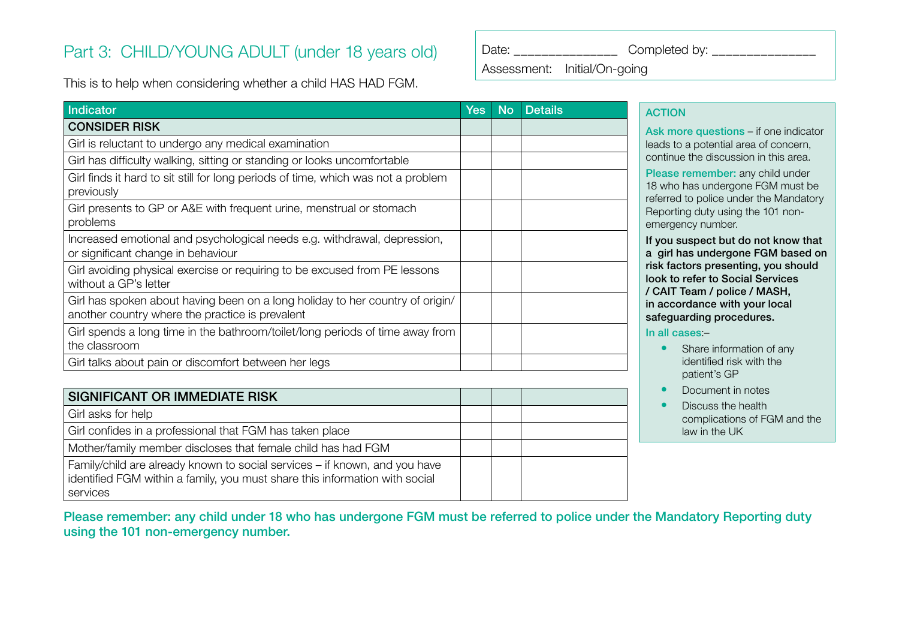## Part 3: CHILD/YOUNG ADULT (under 18 years old)

Date: _______________ Completed by: _______________

Assessment: Initial/On-going

This is to help when considering whether a child HAS HAD FGM.

| Indicator | Yes | No | Details |
|---|---|---|---|
| **CONSIDER RISK** | | | |
| Girl is reluctant to undergo any medical examination | | | |
| Girl has difficulty walking, sitting or standing or looks uncomfortable | | | |
| Girl finds it hard to sit still for long periods of time, which was not a problem previously | | | |
| Girl presents to GP or A&E with frequent urine, menstrual or stomach problems | | | |
| Increased emotional and psychological needs e.g. withdrawal, depression, or significant change in behaviour | | | |
| Girl avoiding physical exercise or requiring to be excused from PE lessons without a GP's letter | | | |
| Girl has spoken about having been on a long holiday to her country of origin/another country where the practice is prevalent | | | |
| Girl spends a long time in the bathroom/toilet/long periods of time away from the classroom | | | |
| Girl talks about pain or discomfort between her legs | | | |
| **SIGNIFICANT OR IMMEDIATE RISK** | | | |
| Girl asks for help | | | |
| Girl confides in a professional that FGM has taken place | | | |
| Mother/family member discloses that female child has had FGM | | | |
| Family/child are already known to social services – if known, and you have identified FGM within a family, you must share this information with social services | | | |

**Please remember: any child under 18 who has undergone FGM must be referred to police under the Mandatory Reporting duty using the 101 non-emergency number.**

### ACTION

**Ask more questions** – if one indicator leads to a potential area of concern, continue the discussion in this area.

**Please remember:** any child under 18 who has undergone FGM must be referred to police under the Mandatory Reporting duty using the 101 non-emergency number.

**If you suspect but do not know that a girl has undergone FGM based on risk factors presenting, you should look to refer to Social Services / CAIT Team / police / MASH, in accordance with your local safeguarding procedures.**

**In all cases**:–

- Share information of any identified risk with the patient's GP
- Document in notes
- Discuss the health complications of FGM and the law in the UK